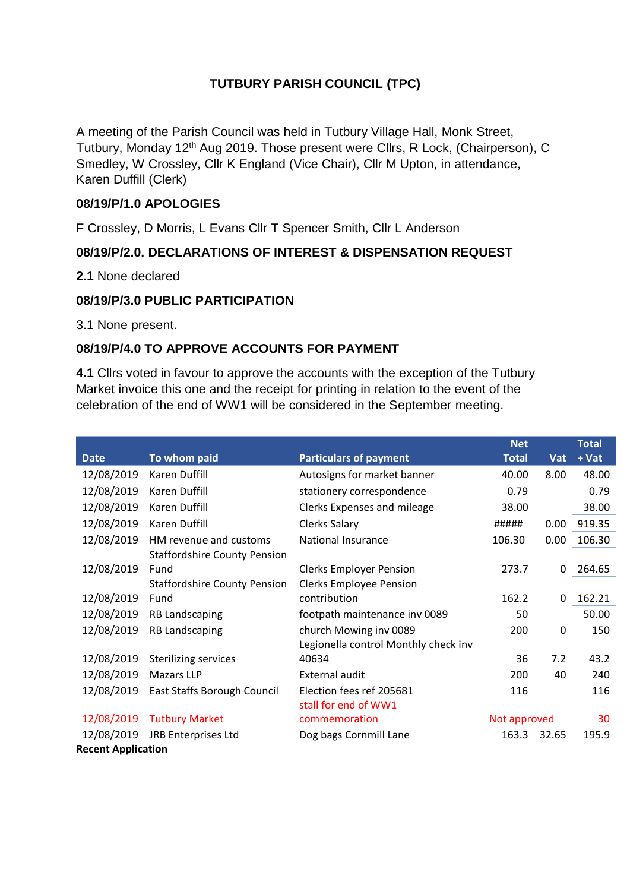# TUTBURY PARISH COUNCIL (TPC)

A meeting of the Parish Council was held in Tutbury Village Hall, Monk Street, Tutbury, Monday 12th Aug 2019. Those present were Cllrs, R Lock, (Chairperson), C Smedley, W Crossley, Cllr K England (Vice Chair), Cllr M Upton, in attendance, Karen Duffill (Clerk)

## 08/19/P/1.0 APOLOGIES

F Crossley, D Morris, L Evans Cllr T Spencer Smith, Cllr L Anderson

## 08/19/P/2.0. DECLARATIONS OF INTEREST & DISPENSATION REQUEST

**2.1** None declared

## 08/19/P/3.0 PUBLIC PARTICIPATION

3.1 None present.

## 08/19/P/4.0 TO APPROVE ACCOUNTS FOR PAYMENT

**4.1** Cllrs voted in favour to approve the accounts with the exception of the Tutbury Market invoice this one and the receipt for printing in relation to the event of the celebration of the end of WW1 will be considered in the September meeting.

| Date | To whom paid | Particulars of payment | Net Total | Vat | Total + Vat |
|---|---|---|---|---|---|
| 12/08/2019 | Karen Duffill | Autosigns for market banner | 40.00 | 8.00 | 48.00 |
| 12/08/2019 | Karen Duffill | stationery correspondence | 0.79 | | 0.79 |
| 12/08/2019 | Karen Duffill | Clerks Expenses and mileage | 38.00 | | 38.00 |
| 12/08/2019 | Karen Duffill | Clerks Salary | ##### | 0.00 | 919.35 |
| 12/08/2019 | HM revenue and customs | National Insurance | 106.30 | 0.00 | 106.30 |
| 12/08/2019 | Staffordshire County Pension Fund | Clerks Employer Pension | 273.7 | 0 | 264.65 |
| 12/08/2019 | Staffordshire County Pension Fund | Clerks Employee Pension contribution | 162.2 | 0 | 162.21 |
| 12/08/2019 | RB Landscaping | footpath maintenance inv 0089 | 50 | | 50.00 |
| 12/08/2019 | RB Landscaping | church Mowing inv 0089 | 200 | 0 | 150 |
| 12/08/2019 | Sterilizing services | Legionella control Monthly check inv 40634 | 36 | 7.2 | 43.2 |
| 12/08/2019 | Mazars LLP | External audit | 200 | 40 | 240 |
| 12/08/2019 | East Staffs Borough Council | Election fees ref 205681 | 116 | | 116 |
| 12/08/2019 | Tutbury Market | stall for end of WW1 commemoration | Not approved | | 30 |
| 12/08/2019 | JRB Enterprises Ltd | Dog bags Cornmill Lane | 163.3 | 32.65 | 195.9 |

**Recent Application**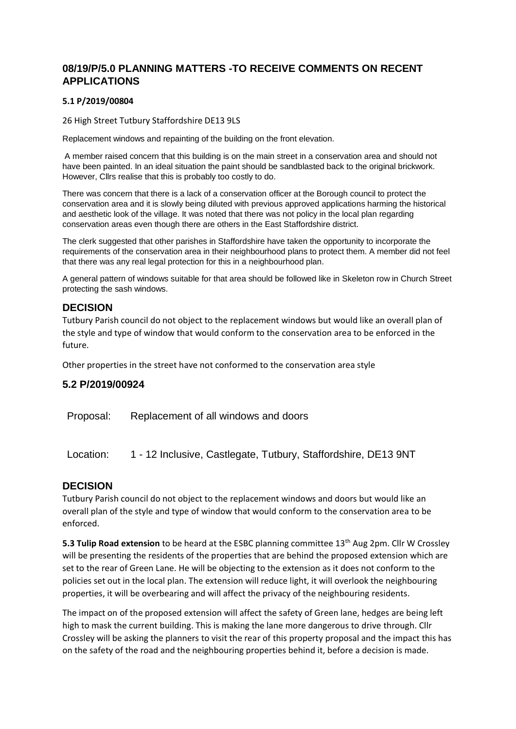## 08/19/P/5.0 PLANNING MATTERS -TO RECEIVE COMMENTS ON RECENT APPLICATIONS

#### 5.1 P/2019/00804

26 High Street Tutbury Staffordshire DE13 9LS

Replacement windows and repainting of the building on the front elevation.

A member raised concern that this building is on the main street in a conservation area and should not have been painted. In an ideal situation the paint should be sandblasted back to the original brickwork. However, Cllrs realise that this is probably too costly to do.

There was concern that there is a lack of a conservation officer at the Borough council to protect the conservation area and it is slowly being diluted with previous approved applications harming the historical and aesthetic look of the village. It was noted that there was not policy in the local plan regarding conservation areas even though there are others in the East Staffordshire district.

The clerk suggested that other parishes in Staffordshire have taken the opportunity to incorporate the requirements of the conservation area in their neighbourhood plans to protect them. A member did not feel that there was any real legal protection for this in a neighbourhood plan.

A general pattern of windows suitable for that area should be followed like in Skeleton row in Church Street protecting the sash windows.

### DECISION

Tutbury Parish council do not object to the replacement windows but would like an overall plan of the style and type of window that would conform to the conservation area to be enforced in the future.

Other properties in the street have not conformed to the conservation area style

### 5.2 P/2019/00924

Proposal: Replacement of all windows and doors

Location: 1 - 12 Inclusive, Castlegate, Tutbury, Staffordshire, DE13 9NT

### DECISION

Tutbury Parish council do not object to the replacement windows and doors but would like an overall plan of the style and type of window that would conform to the conservation area to be enforced.

**5.3 Tulip Road extension** to be heard at the ESBC planning committee 13th Aug 2pm. Cllr W Crossley will be presenting the residents of the properties that are behind the proposed extension which are set to the rear of Green Lane. He will be objecting to the extension as it does not conform to the policies set out in the local plan. The extension will reduce light, it will overlook the neighbouring properties, it will be overbearing and will affect the privacy of the neighbouring residents.

The impact on of the proposed extension will affect the safety of Green lane, hedges are being left high to mask the current building. This is making the lane more dangerous to drive through. Cllr Crossley will be asking the planners to visit the rear of this property proposal and the impact this has on the safety of the road and the neighbouring properties behind it, before a decision is made.